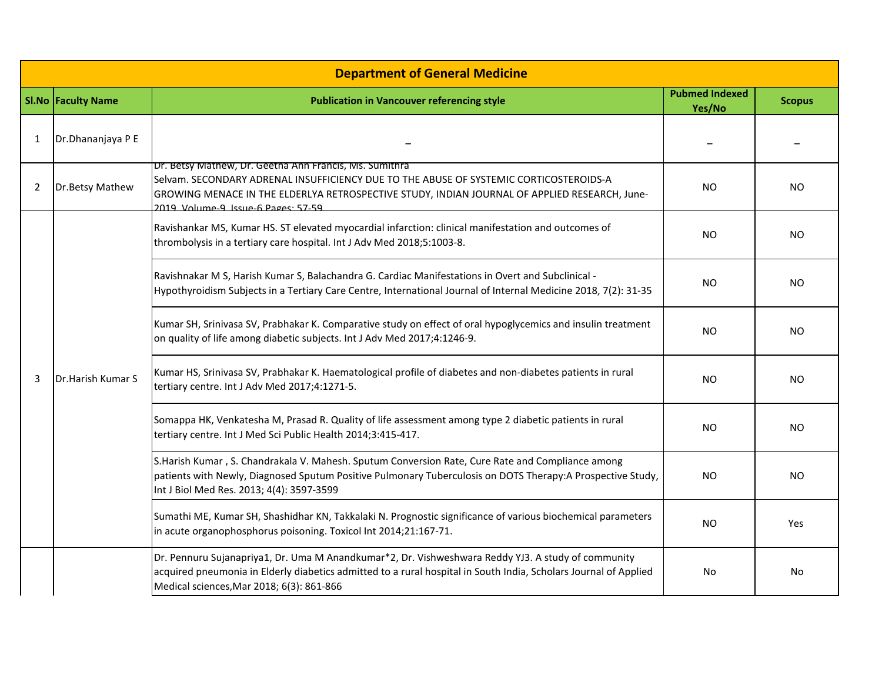| Department of General Medicine | | | | |
|---|---|---|---|---|
| **Sl.No** | **Faculty Name** | **Publication in Vancouver referencing style** | **Pubmed Indexed Yes/No** | **Scopus** |
| 1 | Dr.Dhananjaya P E | – | – | – |
| 2 | Dr.Betsy Mathew | Dr. Betsy Mathew, Dr. Geetha Ann Francis, Ms. Sumithra Selvam. SECONDARY ADRENAL INSUFFICIENCY DUE TO THE ABUSE OF SYSTEMIC CORTICOSTEROIDS-A GROWING MENACE IN THE ELDERLYA RETROSPECTIVE STUDY, INDIAN JOURNAL OF APPLIED RESEARCH, June-2019, Volume-9, Issue-6 Pages: 57-59 | NO | NO |
| 3 | Dr.Harish Kumar S | Ravishankar MS, Kumar HS. ST elevated myocardial infarction: clinical manifestation and outcomes of thrombolysis in a tertiary care hospital. Int J Adv Med 2018;5:1003-8. | NO | NO |
| | | Ravishnakar M S, Harish Kumar S, Balachandra G. Cardiac Manifestations in Overt and Subclinical - Hypothyroidism Subjects in a Tertiary Care Centre, International Journal of Internal Medicine 2018, 7(2): 31-35 | NO | NO |
| | | Kumar SH, Srinivasa SV, Prabhakar K. Comparative study on effect of oral hypoglycemics and insulin treatment on quality of life among diabetic subjects. Int J Adv Med 2017;4:1246-9. | NO | NO |
| | | Kumar HS, Srinivasa SV, Prabhakar K. Haematological profile of diabetes and non-diabetes patients in rural tertiary centre. Int J Adv Med 2017;4:1271-5. | NO | NO |
| | | Somappa HK, Venkatesha M, Prasad R. Quality of life assessment among type 2 diabetic patients in rural tertiary centre. Int J Med Sci Public Health 2014;3:415-417. | NO | NO |
| | | S.Harish Kumar , S. Chandrakala V. Mahesh. Sputum Conversion Rate, Cure Rate and Compliance among patients with Newly, Diagnosed Sputum Positive Pulmonary Tuberculosis on DOTS Therapy:A Prospective Study, Int J Biol Med Res. 2013; 4(4): 3597-3599 | NO | NO |
| | | Sumathi ME, Kumar SH, Shashidhar KN, Takkalaki N. Prognostic significance of various biochemical parameters in acute organophosphorus poisoning. Toxicol Int 2014;21:167-71. | NO | Yes |
| | | Dr. Pennuru Sujanapriya1, Dr. Uma M Anandkumar*2, Dr. Vishweshwara Reddy YJ3. A study of community acquired pneumonia in Elderly diabetics admitted to a rural hospital in South India, Scholars Journal of Applied Medical sciences,Mar 2018; 6(3): 861-866 | No | No |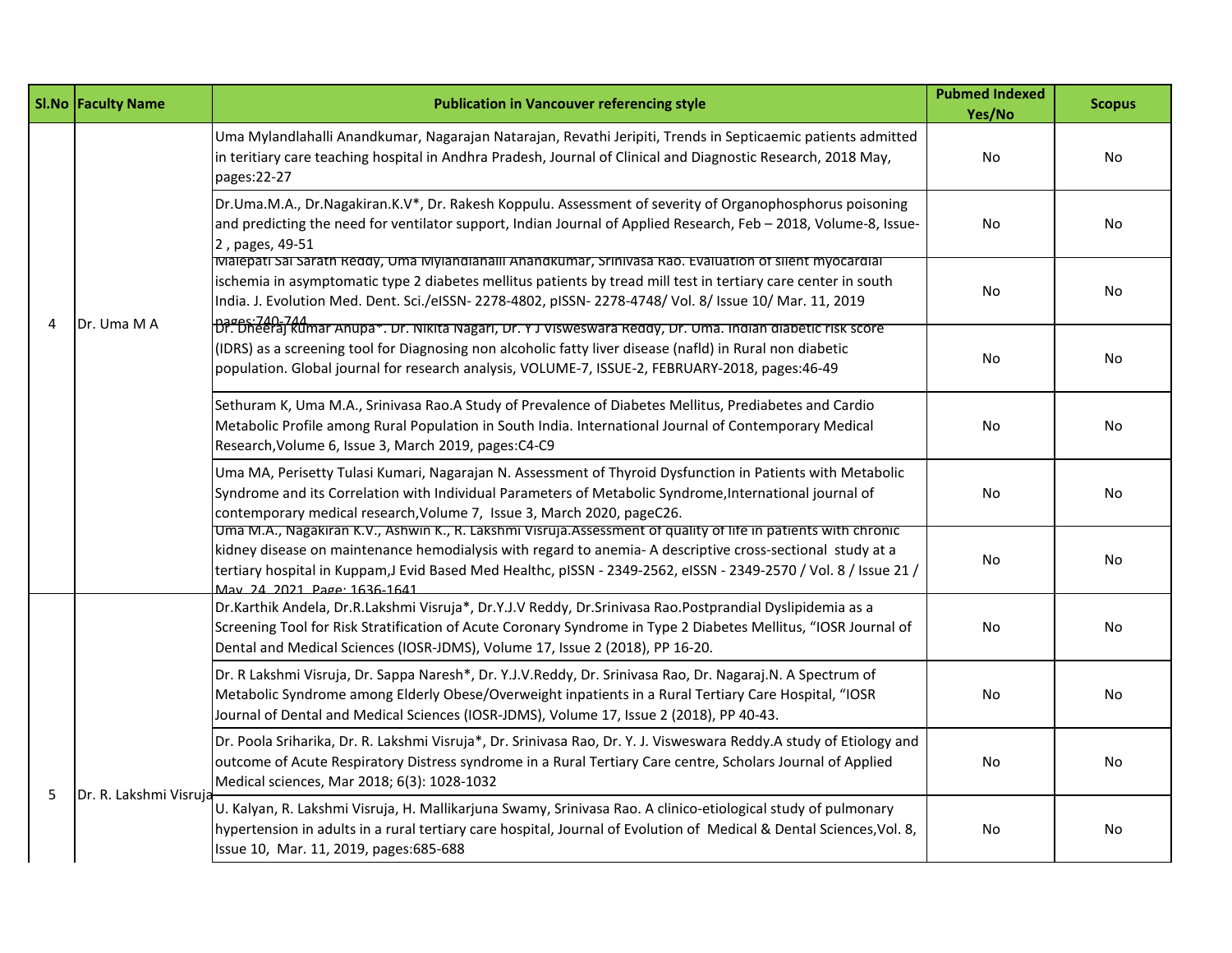| Sl.No | Faculty Name | Publication in Vancouver referencing style | Pubmed Indexed Yes/No | Scopus |
|---|---|---|---|---|
| 4 | Dr. Uma M A | Uma Mylandlahalli Anandkumar, Nagarajan Natarajan, Revathi Jeripiti, Trends in Septicaemic patients admitted in teritiary care teaching hospital in Andhra Pradesh, Journal of Clinical and Diagnostic Research, 2018 May, pages:22-27 | No | No |
| | | Dr.Uma.M.A., Dr.Nagakiran.K.V*, Dr. Rakesh Koppulu. Assessment of severity of Organophosphorus poisoning and predicting the need for ventilator support, Indian Journal of Applied Research, Feb – 2018, Volume-8, Issue-2 , pages, 49-51 | No | No |
| | | Malepati Sai Sarath Reddy, Uma Mylandlahalli Anandkumar, Srinivasa Rao. Evaluation of silent myocardial ischemia in asymptomatic type 2 diabetes mellitus patients by tread mill test in tertiary care center in south India. J. Evolution Med. Dent. Sci./eISSN- 2278-4802, pISSN- 2278-4748/ Vol. 8/ Issue 10/ Mar. 11, 2019 pages:740-744 | No | No |
| | | Dr. Dheeraj Kumar Anupa*. Dr. Nikita Nagari, Dr. Y J Visweswara Reddy, Dr. Uma. Indian diabetic risk score (IDRS) as a screening tool for Diagnosing non alcoholic fatty liver disease (nafld) in Rural non diabetic population. Global journal for research analysis, VOLUME-7, ISSUE-2, FEBRUARY-2018, pages:46-49 | No | No |
| | | Sethuram K, Uma M.A., Srinivasa Rao.A Study of Prevalence of Diabetes Mellitus, Prediabetes and Cardio Metabolic Profile among Rural Population in South India. International Journal of Contemporary Medical Research,Volume 6, Issue 3, March 2019, pages:C4-C9 | No | No |
| | | Uma MA, Perisetty Tulasi Kumari, Nagarajan N. Assessment of Thyroid Dysfunction in Patients with Metabolic Syndrome and its Correlation with Individual Parameters of Metabolic Syndrome,International journal of contemporary medical research,Volume 7, Issue 3, March 2020, pageC26. | No | No |
| | | Uma M.A., Nagakiran K.V., Ashwin K., R. Lakshmi Visruja.Assessment of quality of life in patients with chronic kidney disease on maintenance hemodialysis with regard to anemia- A descriptive cross-sectional study at a tertiary hospital in Kuppam,J Evid Based Med Healthc, pISSN - 2349-2562, eISSN - 2349-2570 / Vol. 8 / Issue 21 / May. 24, 2021, Page: 1636-1641 | No | No |
| 5 | Dr. R. Lakshmi Visruja | Dr.Karthik Andela, Dr.R.Lakshmi Visruja*, Dr.Y.J.V Reddy, Dr.Srinivasa Rao.Postprandial Dyslipidemia as a Screening Tool for Risk Stratification of Acute Coronary Syndrome in Type 2 Diabetes Mellitus, "IOSR Journal of Dental and Medical Sciences (IOSR-JDMS), Volume 17, Issue 2 (2018), PP 16-20. | No | No |
| | | Dr. R Lakshmi Visruja, Dr. Sappa Naresh*, Dr. Y.J.V.Reddy, Dr. Srinivasa Rao, Dr. Nagaraj.N. A Spectrum of Metabolic Syndrome among Elderly Obese/Overweight inpatients in a Rural Tertiary Care Hospital, "IOSR Journal of Dental and Medical Sciences (IOSR-JDMS), Volume 17, Issue 2 (2018), PP 40-43. | No | No |
| | | Dr. Poola Sriharika, Dr. R. Lakshmi Visruja*, Dr. Srinivasa Rao, Dr. Y. J. Visweswara Reddy.A study of Etiology and outcome of Acute Respiratory Distress syndrome in a Rural Tertiary Care centre, Scholars Journal of Applied Medical sciences, Mar 2018; 6(3): 1028-1032 | No | No |
| | | U. Kalyan, R. Lakshmi Visruja, H. Mallikarjuna Swamy, Srinivasa Rao. A clinico-etiological study of pulmonary hypertension in adults in a rural tertiary care hospital, Journal of Evolution of Medical & Dental Sciences,Vol. 8, Issue 10, Mar. 11, 2019, pages:685-688 | No | No |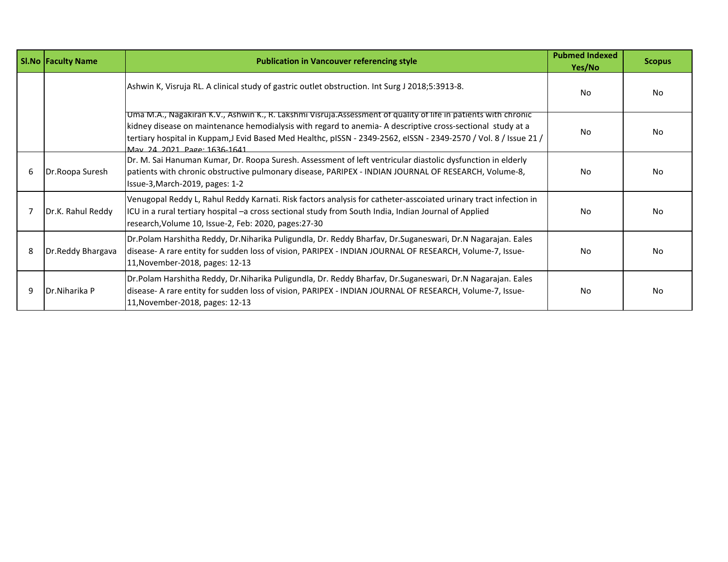| Sl.No | Faculty Name | Publication in Vancouver referencing style | Pubmed Indexed Yes/No | Scopus |
|---|---|---|---|---|
| | | Ashwin K, Visruja RL. A clinical study of gastric outlet obstruction. Int Surg J 2018;5:3913-8. | No | No |
| | | Uma M.A., Nagakiran K.V., Ashwin K., R. Lakshmi Visruja.Assessment of quality of life in patients with chronic kidney disease on maintenance hemodialysis with regard to anemia- A descriptive cross-sectional study at a tertiary hospital in Kuppam,J Evid Based Med Healthc, pISSN - 2349-2562, eISSN - 2349-2570 / Vol. 8 / Issue 21 / May. 24, 2021 Page: 1636-1641 | No | No |
| 6 | Dr.Roopa Suresh | Dr. M. Sai Hanuman Kumar, Dr. Roopa Suresh. Assessment of left ventricular diastolic dysfunction in elderly patients with chronic obstructive pulmonary disease, PARIPEX - INDIAN JOURNAL OF RESEARCH, Volume-8, Issue-3,March-2019, pages: 1-2 | No | No |
| 7 | Dr.K. Rahul Reddy | Venugopal Reddy L, Rahul Reddy Karnati. Risk factors analysis for catheter-asscoiated urinary tract infection in ICU in a rural tertiary hospital –a cross sectional study from South India, Indian Journal of Applied research,Volume 10, Issue-2, Feb: 2020, pages:27-30 | No | No |
| 8 | Dr.Reddy Bhargava | Dr.Polam Harshitha Reddy, Dr.Niharika Puligundla, Dr. Reddy Bharfav, Dr.Suganeswari, Dr.N Nagarajan. Eales disease- A rare entity for sudden loss of vision, PARIPEX - INDIAN JOURNAL OF RESEARCH, Volume-7, Issue-11,November-2018, pages: 12-13 | No | No |
| 9 | Dr.Niharika P | Dr.Polam Harshitha Reddy, Dr.Niharika Puligundla, Dr. Reddy Bharfav, Dr.Suganeswari, Dr.N Nagarajan. Eales disease- A rare entity for sudden loss of vision, PARIPEX - INDIAN JOURNAL OF RESEARCH, Volume-7, Issue-11,November-2018, pages: 12-13 | No | No |